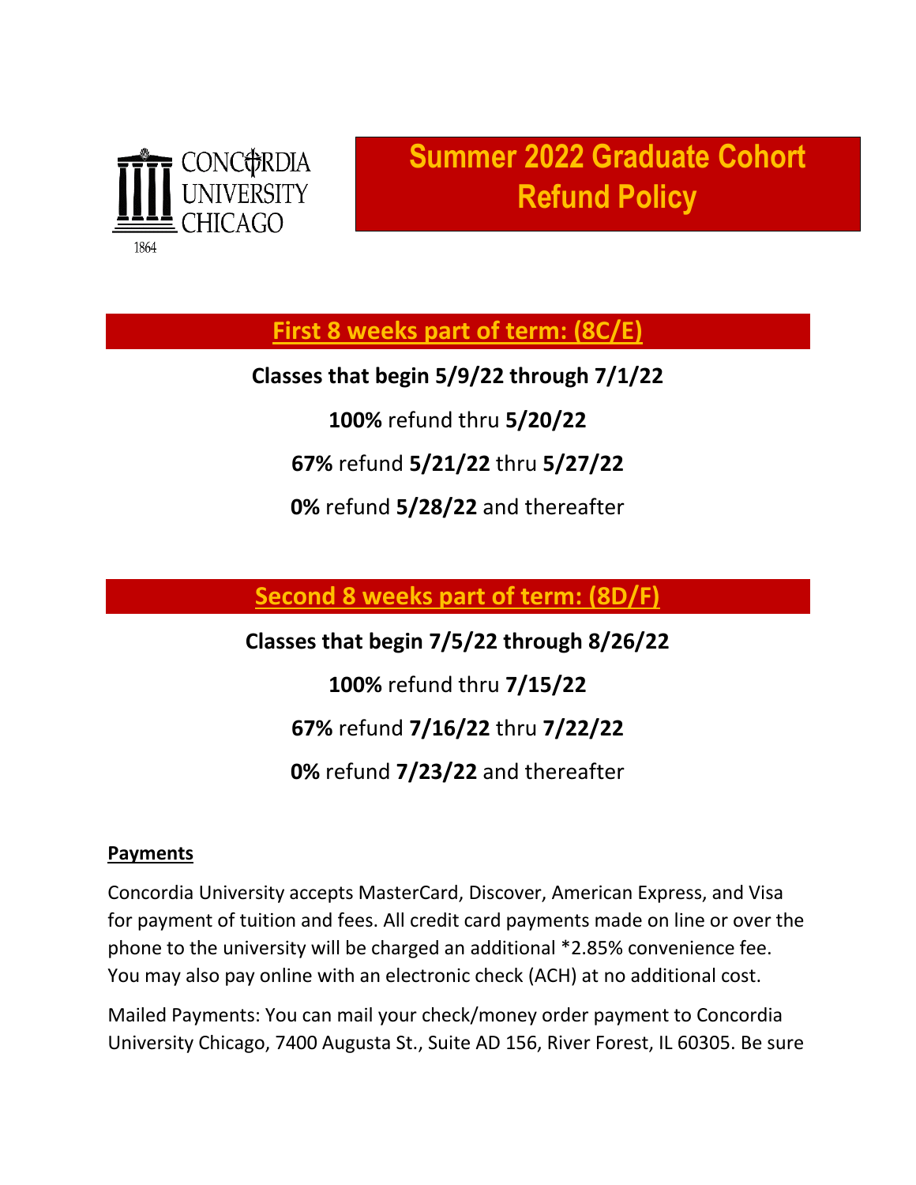CONCORDIA UNIVERSITY CHICAGO 1864

# Summer 2022 Graduate Cohort Refund Policy

## First 8 weeks part of term: (8C/E)

**Classes that begin 5/9/22 through 7/1/22**

**100%** refund thru **5/20/22**

**67%** refund **5/21/22** thru **5/27/22**

**0%** refund **5/28/22** and thereafter

## Second 8 weeks part of term: (8D/F)

**Classes that begin 7/5/22 through 8/26/22**

**100%** refund thru **7/15/22**

**67%** refund **7/16/22** thru **7/22/22**

**0%** refund **7/23/22** and thereafter

### Payments

Concordia University accepts MasterCard, Discover, American Express, and Visa for payment of tuition and fees. All credit card payments made on line or over the phone to the university will be charged an additional *2.85% convenience fee. You may also pay online with an electronic check (ACH) at no additional cost.

Mailed Payments: You can mail your check/money order payment to Concordia University Chicago, 7400 Augusta St., Suite AD 156, River Forest, IL 60305. Be sure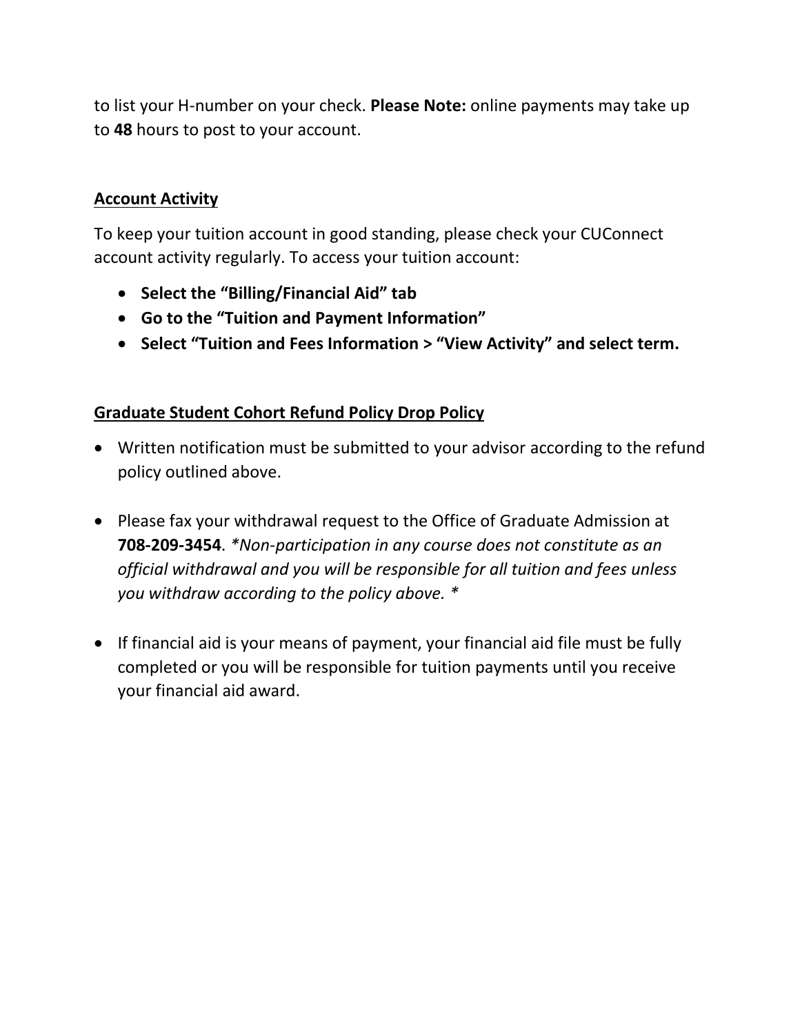to list your H-number on your check. **Please Note:** online payments may take up to **48** hours to post to your account.

## <u>Account Activity</u>

To keep your tuition account in good standing, please check your CUConnect account activity regularly. To access your tuition account:

- **Select the "Billing/Financial Aid" tab**
- **Go to the "Tuition and Payment Information"**
- **Select "Tuition and Fees Information > "View Activity" and select term.**

## <u>Graduate Student Cohort Refund Policy Drop Policy</u>

- Written notification must be submitted to your advisor according to the refund policy outlined above.

- Please fax your withdrawal request to the Office of Graduate Admission at **708-209-3454**. *\*Non-participation in any course does not constitute as an official withdrawal and you will be responsible for all tuition and fees unless you withdraw according to the policy above. \**

- If financial aid is your means of payment, your financial aid file must be fully completed or you will be responsible for tuition payments until you receive your financial aid award.